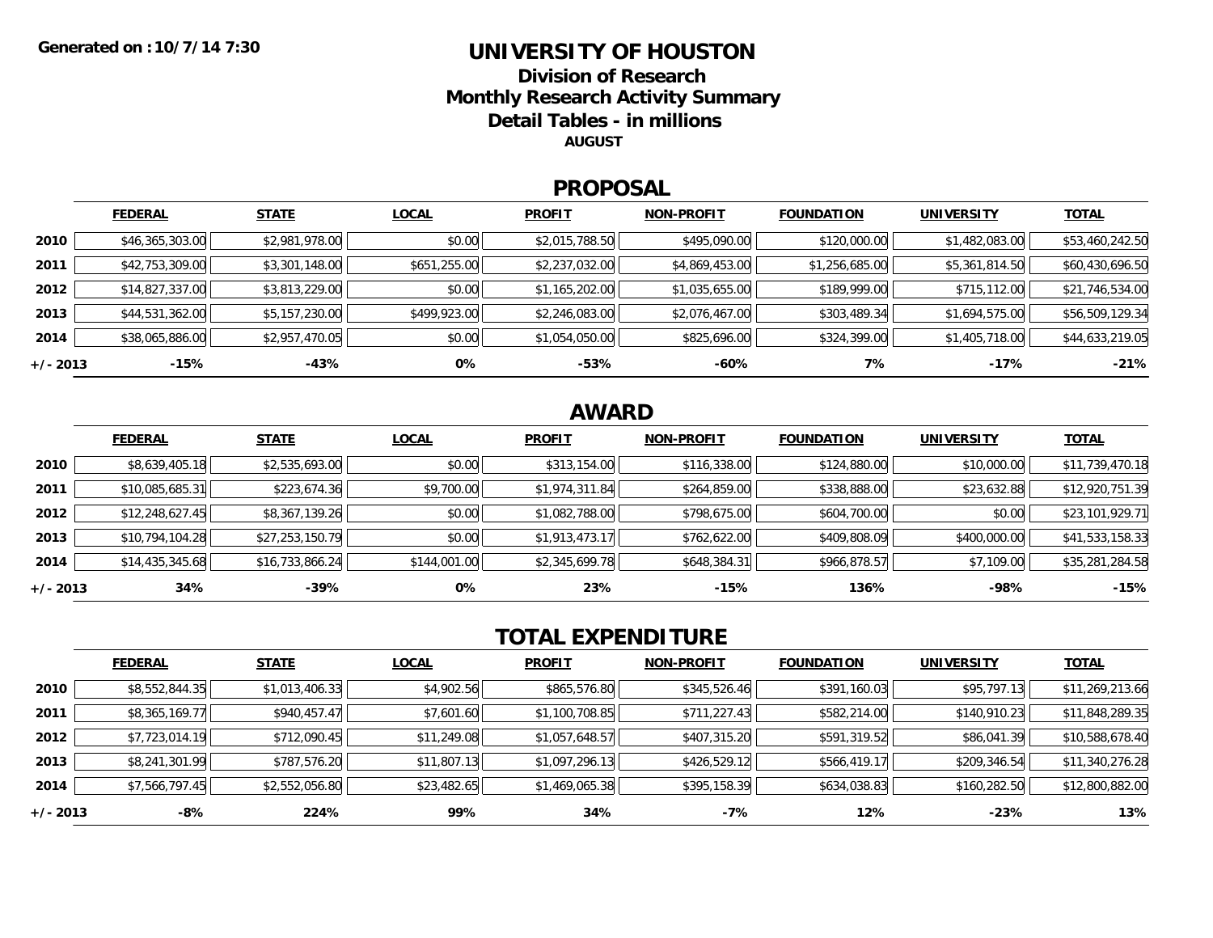Generated on : 10/7/14 7:30

# UNIVERSITY OF HOUSTON

## Division of Research

## Monthly Research Activity Summary

## Detail Tables - in millions

**AUGUST**

## PROPOSAL

| | FEDERAL | STATE | LOCAL | PROFIT | NON-PROFIT | FOUNDATION | UNIVERSITY | TOTAL |
|---|---|---|---|---|---|---|---|---|
| **2010** | $46,365,303.00 | $2,981,978.00 | $0.00 | $2,015,788.50 | $495,090.00 | $120,000.00 | $1,482,083.00 | $53,460,242.50 |
| **2011** | $42,753,309.00 | $3,301,148.00 | $651,255.00 | $2,237,032.00 | $4,869,453.00 | $1,256,685.00 | $5,361,814.50 | $60,430,696.50 |
| **2012** | $14,827,337.00 | $3,813,229.00 | $0.00 | $1,165,202.00 | $1,035,655.00 | $189,999.00 | $715,112.00 | $21,746,534.00 |
| **2013** | $44,531,362.00 | $5,157,230.00 | $499,923.00 | $2,246,083.00 | $2,076,467.00 | $303,489.34 | $1,694,575.00 | $56,509,129.34 |
| **2014** | $38,065,886.00 | $2,957,470.05 | $0.00 | $1,054,050.00 | $825,696.00 | $324,399.00 | $1,405,718.00 | $44,633,219.05 |
| **+/- 2013** | **-15%** | **-43%** | **0%** | **-53%** | **-60%** | **7%** | **-17%** | **-21%** |

## AWARD

| | FEDERAL | STATE | LOCAL | PROFIT | NON-PROFIT | FOUNDATION | UNIVERSITY | TOTAL |
|---|---|---|---|---|---|---|---|---|
| **2010** | $8,639,405.18 | $2,535,693.00 | $0.00 | $313,154.00 | $116,338.00 | $124,880.00 | $10,000.00 | $11,739,470.18 |
| **2011** | $10,085,685.31 | $223,674.36 | $9,700.00 | $1,974,311.84 | $264,859.00 | $338,888.00 | $23,632.88 | $12,920,751.39 |
| **2012** | $12,248,627.45 | $8,367,139.26 | $0.00 | $1,082,788.00 | $798,675.00 | $604,700.00 | $0.00 | $23,101,929.71 |
| **2013** | $10,794,104.28 | $27,253,150.79 | $0.00 | $1,913,473.17 | $762,622.00 | $409,808.09 | $400,000.00 | $41,533,158.33 |
| **2014** | $14,435,345.68 | $16,733,866.24 | $144,001.00 | $2,345,699.78 | $648,384.31 | $966,878.57 | $7,109.00 | $35,281,284.58 |
| **+/- 2013** | **34%** | **-39%** | **0%** | **23%** | **-15%** | **136%** | **-98%** | **-15%** |

## TOTAL EXPENDITURE

| | FEDERAL | STATE | LOCAL | PROFIT | NON-PROFIT | FOUNDATION | UNIVERSITY | TOTAL |
|---|---|---|---|---|---|---|---|---|
| **2010** | $8,552,844.35 | $1,013,406.33 | $4,902.56 | $865,576.80 | $345,526.46 | $391,160.03 | $95,797.13 | $11,269,213.66 |
| **2011** | $8,365,169.77 | $940,457.47 | $7,601.60 | $1,100,708.85 | $711,227.43 | $582,214.00 | $140,910.23 | $11,848,289.35 |
| **2012** | $7,723,014.19 | $712,090.45 | $11,249.08 | $1,057,648.57 | $407,315.20 | $591,319.52 | $86,041.39 | $10,588,678.40 |
| **2013** | $8,241,301.99 | $787,576.20 | $11,807.13 | $1,097,296.13 | $426,529.12 | $566,419.17 | $209,346.54 | $11,340,276.28 |
| **2014** | $7,566,797.45 | $2,552,056.80 | $23,482.65 | $1,469,065.38 | $395,158.39 | $634,038.83 | $160,282.50 | $12,800,882.00 |
| **+/- 2013** | **-8%** | **224%** | **99%** | **34%** | **-7%** | **12%** | **-23%** | **13%** |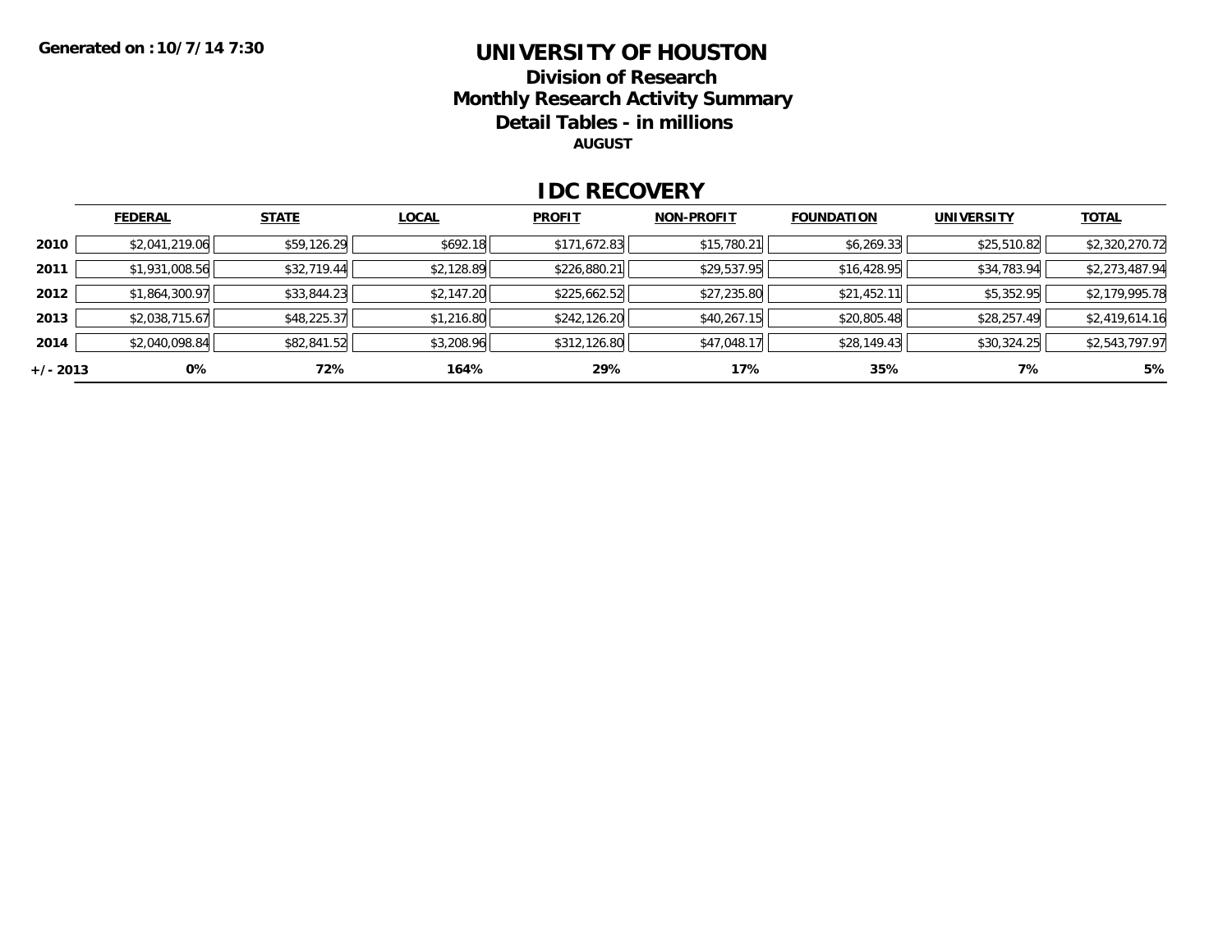Generated on :10/7/14 7:30

# UNIVERSITY OF HOUSTON

## Division of Research

## Monthly Research Activity Summary

## Detail Tables - in millions

**AUGUST**

## IDC RECOVERY

| | FEDERAL | STATE | LOCAL | PROFIT | NON-PROFIT | FOUNDATION | UNIVERSITY | TOTAL |
|---|---|---|---|---|---|---|---|---|
| **2010** | $2,041,219.06 | $59,126.29 | $692.18 | $171,672.83 | $15,780.21 | $6,269.33 | $25,510.82 | $2,320,270.72 |
| **2011** | $1,931,008.56 | $32,719.44 | $2,128.89 | $226,880.21 | $29,537.95 | $16,428.95 | $34,783.94 | $2,273,487.94 |
| **2012** | $1,864,300.97 | $33,844.23 | $2,147.20 | $225,662.52 | $27,235.80 | $21,452.11 | $5,352.95 | $2,179,995.78 |
| **2013** | $2,038,715.67 | $48,225.37 | $1,216.80 | $242,126.20 | $40,267.15 | $20,805.48 | $28,257.49 | $2,419,614.16 |
| **2014** | $2,040,098.84 | $82,841.52 | $3,208.96 | $312,126.80 | $47,048.17 | $28,149.43 | $30,324.25 | $2,543,797.97 |
| **+/- 2013** | **0%** | **72%** | **164%** | **29%** | **17%** | **35%** | **7%** | **5%** |